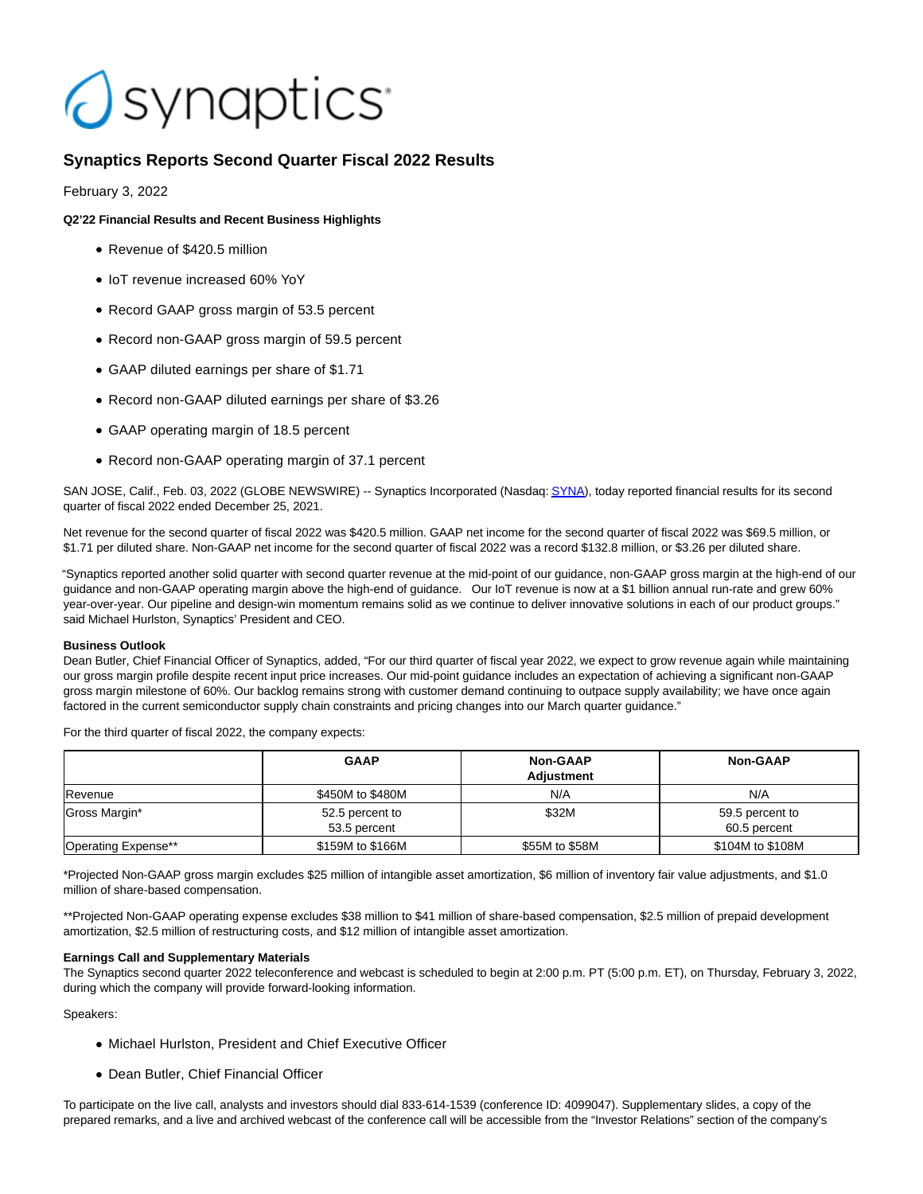# synaptics

## Synaptics Reports Second Quarter Fiscal 2022 Results

February 3, 2022

**Q2'22 Financial Results and Recent Business Highlights**

- Revenue of $420.5 million
- IoT revenue increased 60% YoY
- Record GAAP gross margin of 53.5 percent
- Record non-GAAP gross margin of 59.5 percent
- GAAP diluted earnings per share of $1.71
- Record non-GAAP diluted earnings per share of $3.26
- GAAP operating margin of 18.5 percent
- Record non-GAAP operating margin of 37.1 percent

SAN JOSE, Calif., Feb. 03, 2022 (GLOBE NEWSWIRE) -- Synaptics Incorporated (Nasdaq: SYNA), today reported financial results for its second quarter of fiscal 2022 ended December 25, 2021.

Net revenue for the second quarter of fiscal 2022 was $420.5 million. GAAP net income for the second quarter of fiscal 2022 was $69.5 million, or $1.71 per diluted share. Non-GAAP net income for the second quarter of fiscal 2022 was a record $132.8 million, or $3.26 per diluted share.

"Synaptics reported another solid quarter with second quarter revenue at the mid-point of our guidance, non-GAAP gross margin at the high-end of our guidance and non-GAAP operating margin above the high-end of guidance. Our IoT revenue is now at a $1 billion annual run-rate and grew 60% year-over-year. Our pipeline and design-win momentum remains solid as we continue to deliver innovative solutions in each of our product groups." said Michael Hurlston, Synaptics' President and CEO.

**Business Outlook**
Dean Butler, Chief Financial Officer of Synaptics, added, "For our third quarter of fiscal year 2022, we expect to grow revenue again while maintaining our gross margin profile despite recent input price increases. Our mid-point guidance includes an expectation of achieving a significant non-GAAP gross margin milestone of 60%. Our backlog remains strong with customer demand continuing to outpace supply availability; we have once again factored in the current semiconductor supply chain constraints and pricing changes into our March quarter guidance."

For the third quarter of fiscal 2022, the company expects:

| | GAAP | Non-GAAP Adjustment | Non-GAAP |
|---|---|---|---|
| Revenue | $450M to $480M | N/A | N/A |
| Gross Margin* | 52.5 percent to 53.5 percent | $32M | 59.5 percent to 60.5 percent |
| Operating Expense** | $159M to $166M | $55M to $58M | $104M to $108M |

*Projected Non-GAAP gross margin excludes $25 million of intangible asset amortization, $6 million of inventory fair value adjustments, and $1.0 million of share-based compensation.

**Projected Non-GAAP operating expense excludes $38 million to $41 million of share-based compensation, $2.5 million of prepaid development amortization, $2.5 million of restructuring costs, and $12 million of intangible asset amortization.

**Earnings Call and Supplementary Materials**
The Synaptics second quarter 2022 teleconference and webcast is scheduled to begin at 2:00 p.m. PT (5:00 p.m. ET), on Thursday, February 3, 2022, during which the company will provide forward-looking information.

Speakers:

- Michael Hurlston, President and Chief Executive Officer
- Dean Butler, Chief Financial Officer

To participate on the live call, analysts and investors should dial 833-614-1539 (conference ID: 4099047). Supplementary slides, a copy of the prepared remarks, and a live and archived webcast of the conference call will be accessible from the "Investor Relations" section of the company's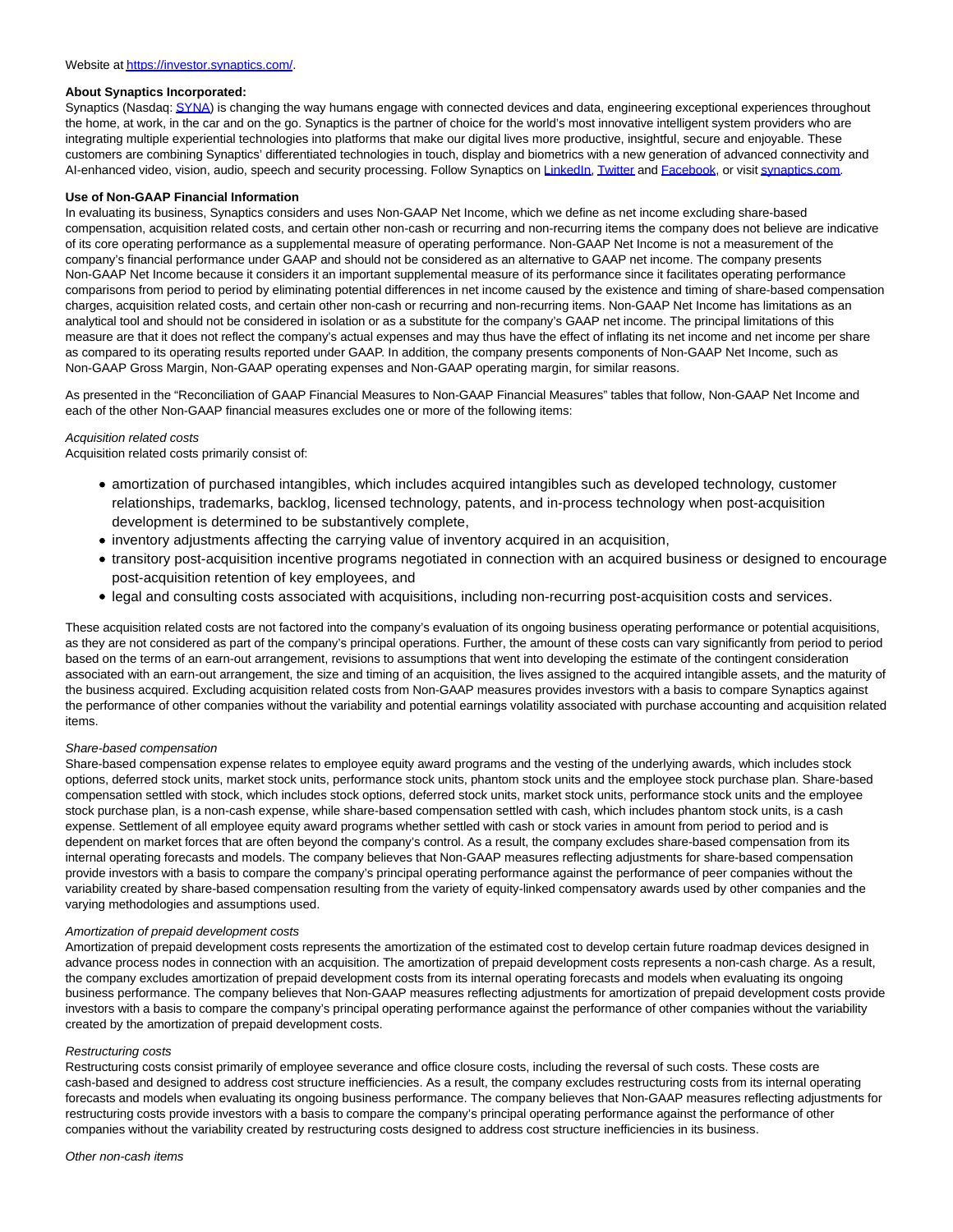Website at https://investor.synaptics.com/.

**About Synaptics Incorporated:**

Synaptics (Nasdaq: SYNA) is changing the way humans engage with connected devices and data, engineering exceptional experiences throughout the home, at work, in the car and on the go. Synaptics is the partner of choice for the world's most innovative intelligent system providers who are integrating multiple experiential technologies into platforms that make our digital lives more productive, insightful, secure and enjoyable. These customers are combining Synaptics' differentiated technologies in touch, display and biometrics with a new generation of advanced connectivity and AI-enhanced video, vision, audio, speech and security processing. Follow Synaptics on LinkedIn, Twitter and Facebook, or visit synaptics.com.

**Use of Non-GAAP Financial Information**

In evaluating its business, Synaptics considers and uses Non-GAAP Net Income, which we define as net income excluding share-based compensation, acquisition related costs, and certain other non-cash or recurring and non-recurring items the company does not believe are indicative of its core operating performance as a supplemental measure of operating performance. Non-GAAP Net Income is not a measurement of the company's financial performance under GAAP and should not be considered as an alternative to GAAP net income. The company presents Non-GAAP Net Income because it considers it an important supplemental measure of its performance since it facilitates operating performance comparisons from period to period by eliminating potential differences in net income caused by the existence and timing of share-based compensation charges, acquisition related costs, and certain other non-cash or recurring and non-recurring items. Non-GAAP Net Income has limitations as an analytical tool and should not be considered in isolation or as a substitute for the company's GAAP net income. The principal limitations of this measure are that it does not reflect the company's actual expenses and may thus have the effect of inflating its net income and net income per share as compared to its operating results reported under GAAP. In addition, the company presents components of Non-GAAP Net Income, such as Non-GAAP Gross Margin, Non-GAAP operating expenses and Non-GAAP operating margin, for similar reasons.

As presented in the "Reconciliation of GAAP Financial Measures to Non-GAAP Financial Measures" tables that follow, Non-GAAP Net Income and each of the other Non-GAAP financial measures excludes one or more of the following items:

*Acquisition related costs*

Acquisition related costs primarily consist of:

- amortization of purchased intangibles, which includes acquired intangibles such as developed technology, customer relationships, trademarks, backlog, licensed technology, patents, and in-process technology when post-acquisition development is determined to be substantively complete,
- inventory adjustments affecting the carrying value of inventory acquired in an acquisition,
- transitory post-acquisition incentive programs negotiated in connection with an acquired business or designed to encourage post-acquisition retention of key employees, and
- legal and consulting costs associated with acquisitions, including non-recurring post-acquisition costs and services.

These acquisition related costs are not factored into the company's evaluation of its ongoing business operating performance or potential acquisitions, as they are not considered as part of the company's principal operations. Further, the amount of these costs can vary significantly from period to period based on the terms of an earn-out arrangement, revisions to assumptions that went into developing the estimate of the contingent consideration associated with an earn-out arrangement, the size and timing of an acquisition, the lives assigned to the acquired intangible assets, and the maturity of the business acquired. Excluding acquisition related costs from Non-GAAP measures provides investors with a basis to compare Synaptics against the performance of other companies without the variability and potential earnings volatility associated with purchase accounting and acquisition related items.

*Share-based compensation*

Share-based compensation expense relates to employee equity award programs and the vesting of the underlying awards, which includes stock options, deferred stock units, market stock units, performance stock units, phantom stock units and the employee stock purchase plan. Share-based compensation settled with stock, which includes stock options, deferred stock units, market stock units, performance stock units and the employee stock purchase plan, is a non-cash expense, while share-based compensation settled with cash, which includes phantom stock units, is a cash expense. Settlement of all employee equity award programs whether settled with cash or stock varies in amount from period to period and is dependent on market forces that are often beyond the company's control. As a result, the company excludes share-based compensation from its internal operating forecasts and models. The company believes that Non-GAAP measures reflecting adjustments for share-based compensation provide investors with a basis to compare the company's principal operating performance against the performance of peer companies without the variability created by share-based compensation resulting from the variety of equity-linked compensatory awards used by other companies and the varying methodologies and assumptions used.

*Amortization of prepaid development costs*

Amortization of prepaid development costs represents the amortization of the estimated cost to develop certain future roadmap devices designed in advance process nodes in connection with an acquisition. The amortization of prepaid development costs represents a non-cash charge. As a result, the company excludes amortization of prepaid development costs from its internal operating forecasts and models when evaluating its ongoing business performance. The company believes that Non-GAAP measures reflecting adjustments for amortization of prepaid development costs provide investors with a basis to compare the company's principal operating performance against the performance of other companies without the variability created by the amortization of prepaid development costs.

*Restructuring costs*

Restructuring costs consist primarily of employee severance and office closure costs, including the reversal of such costs. These costs are cash-based and designed to address cost structure inefficiencies. As a result, the company excludes restructuring costs from its internal operating forecasts and models when evaluating its ongoing business performance. The company believes that Non-GAAP measures reflecting adjustments for restructuring costs provide investors with a basis to compare the company's principal operating performance against the performance of other companies without the variability created by restructuring costs designed to address cost structure inefficiencies in its business.

*Other non-cash items*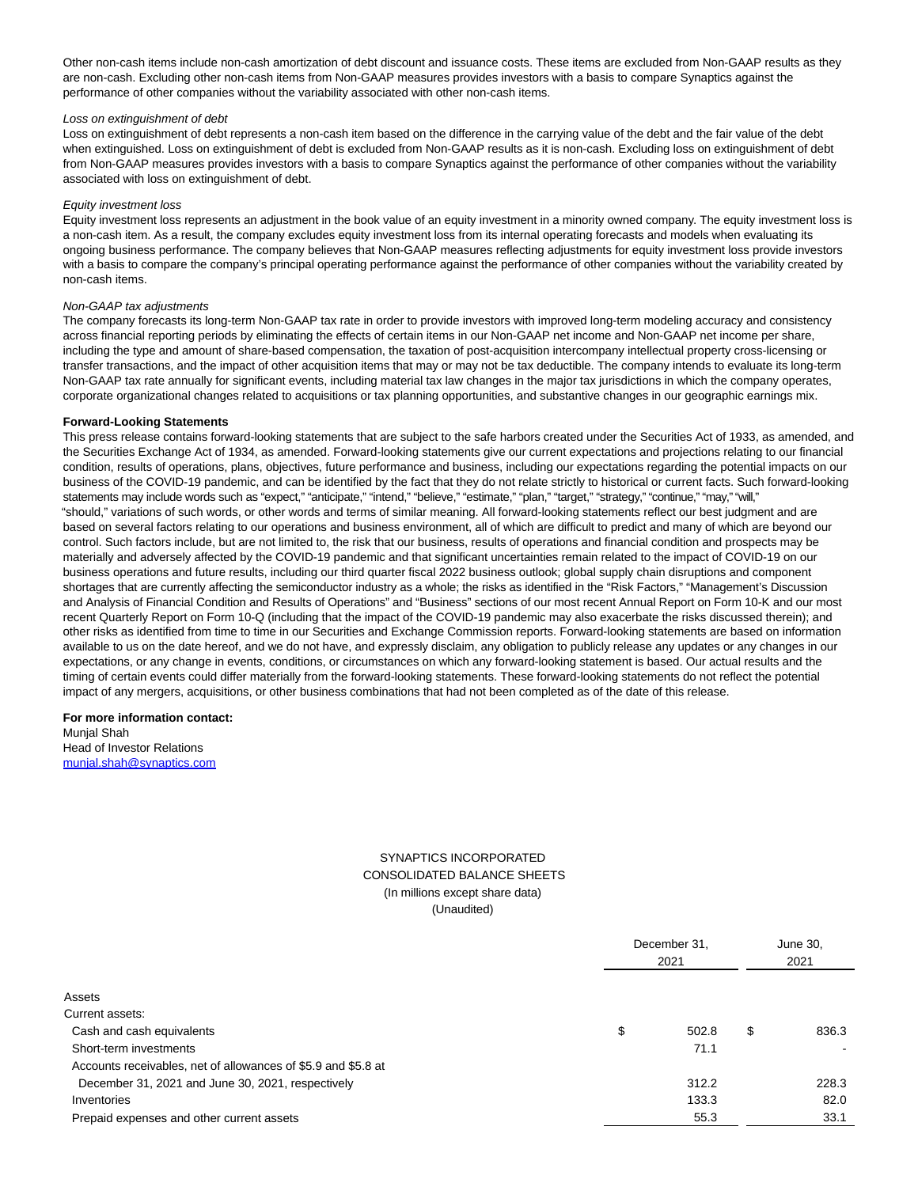Other non-cash items include non-cash amortization of debt discount and issuance costs. These items are excluded from Non-GAAP results as they are non-cash. Excluding other non-cash items from Non-GAAP measures provides investors with a basis to compare Synaptics against the performance of other companies without the variability associated with other non-cash items.

*Loss on extinguishment of debt*

Loss on extinguishment of debt represents a non-cash item based on the difference in the carrying value of the debt and the fair value of the debt when extinguished. Loss on extinguishment of debt is excluded from Non-GAAP results as it is non-cash. Excluding loss on extinguishment of debt from Non-GAAP measures provides investors with a basis to compare Synaptics against the performance of other companies without the variability associated with loss on extinguishment of debt.

*Equity investment loss*

Equity investment loss represents an adjustment in the book value of an equity investment in a minority owned company. The equity investment loss is a non-cash item. As a result, the company excludes equity investment loss from its internal operating forecasts and models when evaluating its ongoing business performance. The company believes that Non-GAAP measures reflecting adjustments for equity investment loss provide investors with a basis to compare the company's principal operating performance against the performance of other companies without the variability created by non-cash items.

*Non-GAAP tax adjustments*

The company forecasts its long-term Non-GAAP tax rate in order to provide investors with improved long-term modeling accuracy and consistency across financial reporting periods by eliminating the effects of certain items in our Non-GAAP net income and Non-GAAP net income per share, including the type and amount of share-based compensation, the taxation of post-acquisition intercompany intellectual property cross-licensing or transfer transactions, and the impact of other acquisition items that may or may not be tax deductible. The company intends to evaluate its long-term Non-GAAP tax rate annually for significant events, including material tax law changes in the major tax jurisdictions in which the company operates, corporate organizational changes related to acquisitions or tax planning opportunities, and substantive changes in our geographic earnings mix.

**Forward-Looking Statements**

This press release contains forward-looking statements that are subject to the safe harbors created under the Securities Act of 1933, as amended, and the Securities Exchange Act of 1934, as amended. Forward-looking statements give our current expectations and projections relating to our financial condition, results of operations, plans, objectives, future performance and business, including our expectations regarding the potential impacts on our business of the COVID-19 pandemic, and can be identified by the fact that they do not relate strictly to historical or current facts. Such forward-looking statements may include words such as "expect," "anticipate," "intend," "believe," "estimate," "plan," "target," "strategy," "continue," "may," "will," "should," variations of such words, or other words and terms of similar meaning. All forward-looking statements reflect our best judgment and are based on several factors relating to our operations and business environment, all of which are difficult to predict and many of which are beyond our control. Such factors include, but are not limited to, the risk that our business, results of operations and financial condition and prospects may be materially and adversely affected by the COVID-19 pandemic and that significant uncertainties remain related to the impact of COVID-19 on our business operations and future results, including our third quarter fiscal 2022 business outlook; global supply chain disruptions and component shortages that are currently affecting the semiconductor industry as a whole; the risks as identified in the "Risk Factors," "Management's Discussion and Analysis of Financial Condition and Results of Operations" and "Business" sections of our most recent Annual Report on Form 10-K and our most recent Quarterly Report on Form 10-Q (including that the impact of the COVID-19 pandemic may also exacerbate the risks discussed therein); and other risks as identified from time to time in our Securities and Exchange Commission reports. Forward-looking statements are based on information available to us on the date hereof, and we do not have, and expressly disclaim, any obligation to publicly release any updates or any changes in our expectations, or any change in events, conditions, or circumstances on which any forward-looking statement is based. Our actual results and the timing of certain events could differ materially from the forward-looking statements. These forward-looking statements do not reflect the potential impact of any mergers, acquisitions, or other business combinations that had not been completed as of the date of this release.

**For more information contact:**
Munjal Shah
Head of Investor Relations
munjal.shah@synaptics.com

SYNAPTICS INCORPORATED
CONSOLIDATED BALANCE SHEETS
(In millions except share data)
(Unaudited)

| | December 31, 2021 | June 30, 2021 |
|---|---|---|
| Assets | | |
| Current assets: | | |
| Cash and cash equivalents | $ 502.8 | $ 836.3 |
| Short-term investments | 71.1 | - |
| Accounts receivables, net of allowances of $5.9 and $5.8 at December 31, 2021 and June 30, 2021, respectively | 312.2 | 228.3 |
| Inventories | 133.3 | 82.0 |
| Prepaid expenses and other current assets | 55.3 | 33.1 |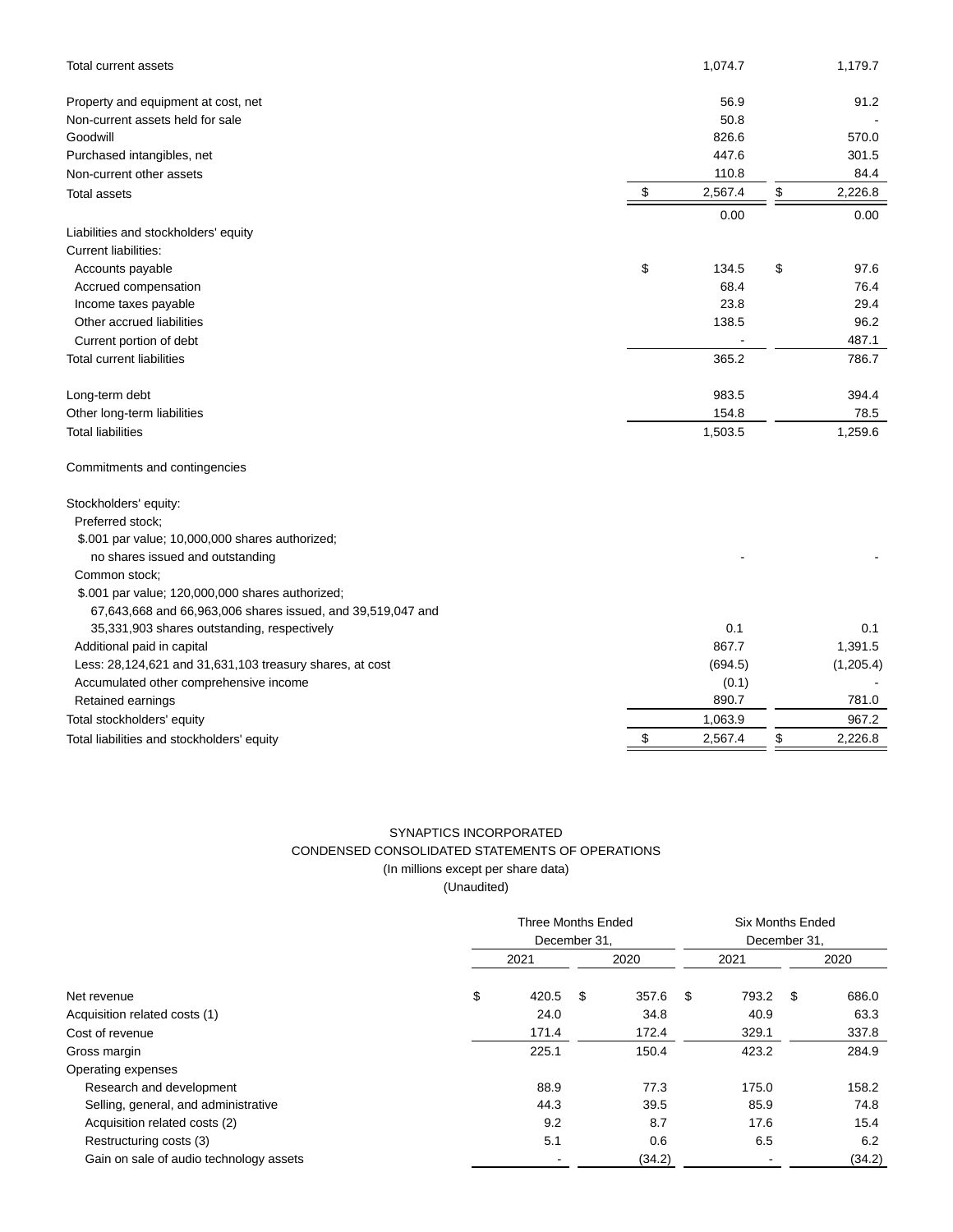| | | |
|---|---|---|
| Total current assets | 1,074.7 | 1,179.7 |
| Property and equipment at cost, net | 56.9 | 91.2 |
| Non-current assets held for sale | 50.8 | - |
| Goodwill | 826.6 | 570.0 |
| Purchased intangibles, net | 447.6 | 301.5 |
| Non-current other assets | 110.8 | 84.4 |
| Total assets | $ 2,567.4 | $ 2,226.8 |
| | 0.00 | 0.00 |
| Liabilities and stockholders' equity | | |
| Current liabilities: | | |
| Accounts payable | $ 134.5 | $ 97.6 |
| Accrued compensation | 68.4 | 76.4 |
| Income taxes payable | 23.8 | 29.4 |
| Other accrued liabilities | 138.5 | 96.2 |
| Current portion of debt | - | 487.1 |
| Total current liabilities | 365.2 | 786.7 |
| Long-term debt | 983.5 | 394.4 |
| Other long-term liabilities | 154.8 | 78.5 |
| Total liabilities | 1,503.5 | 1,259.6 |
| Commitments and contingencies | | |
| Stockholders' equity: | | |
| Preferred stock; $.001 par value; 10,000,000 shares authorized; no shares issued and outstanding | - | - |
| Common stock; $.001 par value; 120,000,000 shares authorized; 67,643,668 and 66,963,006 shares issued, and 39,519,047 and 35,331,903 shares outstanding, respectively | 0.1 | 0.1 |
| Additional paid in capital | 867.7 | 1,391.5 |
| Less: 28,124,621 and 31,631,103 treasury shares, at cost | (694.5) | (1,205.4) |
| Accumulated other comprehensive income | (0.1) | - |
| Retained earnings | 890.7 | 781.0 |
| Total stockholders' equity | 1,063.9 | 967.2 |
| Total liabilities and stockholders' equity | $ 2,567.4 | $ 2,226.8 |

SYNAPTICS INCORPORATED

CONDENSED CONSOLIDATED STATEMENTS OF OPERATIONS

(In millions except per share data)

(Unaudited)

| | Three Months Ended December 31, | | Six Months Ended December 31, | |
|---|---|---|---|---|
| | 2021 | 2020 | 2021 | 2020 |
| Net revenue | $ 420.5 | $ 357.6 | $ 793.2 | $ 686.0 |
| Acquisition related costs (1) | 24.0 | 34.8 | 40.9 | 63.3 |
| Cost of revenue | 171.4 | 172.4 | 329.1 | 337.8 |
| Gross margin | 225.1 | 150.4 | 423.2 | 284.9 |
| Operating expenses | | | | |
| Research and development | 88.9 | 77.3 | 175.0 | 158.2 |
| Selling, general, and administrative | 44.3 | 39.5 | 85.9 | 74.8 |
| Acquisition related costs (2) | 9.2 | 8.7 | 17.6 | 15.4 |
| Restructuring costs (3) | 5.1 | 0.6 | 6.5 | 6.2 |
| Gain on sale of audio technology assets | - | (34.2) | - | (34.2) |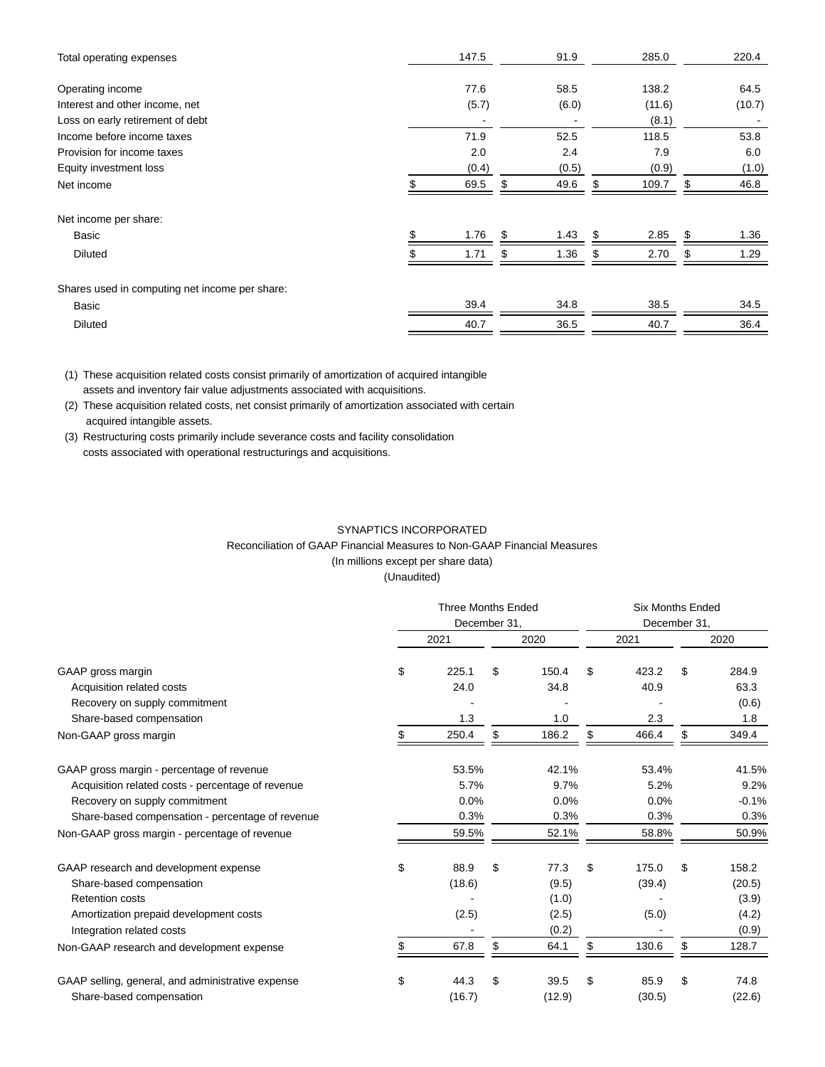| | Three Months Ended December 31, 2021 | Three Months Ended December 31, 2020 | Six Months Ended December 31, 2021 | Six Months Ended December 31, 2020 |
|---|---|---|---|---|
| Total operating expenses | 147.5 | 91.9 | 285.0 | 220.4 |
| Operating income | 77.6 | 58.5 | 138.2 | 64.5 |
| Interest and other income, net | (5.7) | (6.0) | (11.6) | (10.7) |
| Loss on early retirement of debt | - | - | (8.1) | - |
| Income before income taxes | 71.9 | 52.5 | 118.5 | 53.8 |
| Provision for income taxes | 2.0 | 2.4 | 7.9 | 6.0 |
| Equity investment loss | (0.4) | (0.5) | (0.9) | (1.0) |
| Net income | $ 69.5 | $ 49.6 | $ 109.7 | $ 46.8 |
| Net income per share: | | | | |
| Basic | $ 1.76 | $ 1.43 | $ 2.85 | $ 1.36 |
| Diluted | $ 1.71 | $ 1.36 | $ 2.70 | $ 1.29 |
| Shares used in computing net income per share: | | | | |
| Basic | 39.4 | 34.8 | 38.5 | 34.5 |
| Diluted | 40.7 | 36.5 | 40.7 | 36.4 |

(1) These acquisition related costs consist primarily of amortization of acquired intangible assets and inventory fair value adjustments associated with acquisitions.

(2) These acquisition related costs, net consist primarily of amortization associated with certain acquired intangible assets.

(3) Restructuring costs primarily include severance costs and facility consolidation costs associated with operational restructurings and acquisitions.

SYNAPTICS INCORPORATED

Reconciliation of GAAP Financial Measures to Non-GAAP Financial Measures

(In millions except per share data)

(Unaudited)

| | Three Months Ended December 31, | | Six Months Ended December 31, | |
|---|---|---|---|---|
| | 2021 | 2020 | 2021 | 2020 |
| GAAP gross margin | $ 225.1 | $ 150.4 | $ 423.2 | $ 284.9 |
| Acquisition related costs | 24.0 | 34.8 | 40.9 | 63.3 |
| Recovery on supply commitment | - | - | - | (0.6) |
| Share-based compensation | 1.3 | 1.0 | 2.3 | 1.8 |
| Non-GAAP gross margin | $ 250.4 | $ 186.2 | $ 466.4 | $ 349.4 |
| GAAP gross margin - percentage of revenue | 53.5% | 42.1% | 53.4% | 41.5% |
| Acquisition related costs - percentage of revenue | 5.7% | 9.7% | 5.2% | 9.2% |
| Recovery on supply commitment | 0.0% | 0.0% | 0.0% | -0.1% |
| Share-based compensation - percentage of revenue | 0.3% | 0.3% | 0.3% | 0.3% |
| Non-GAAP gross margin - percentage of revenue | 59.5% | 52.1% | 58.8% | 50.9% |
| GAAP research and development expense | $ 88.9 | $ 77.3 | $ 175.0 | $ 158.2 |
| Share-based compensation | (18.6) | (9.5) | (39.4) | (20.5) |
| Retention costs | - | (1.0) | - | (3.9) |
| Amortization prepaid development costs | (2.5) | (2.5) | (5.0) | (4.2) |
| Integration related costs | - | (0.2) | - | (0.9) |
| Non-GAAP research and development expense | $ 67.8 | $ 64.1 | $ 130.6 | $ 128.7 |
| GAAP selling, general, and administrative expense | $ 44.3 | $ 39.5 | $ 85.9 | $ 74.8 |
| Share-based compensation | (16.7) | (12.9) | (30.5) | (22.6) |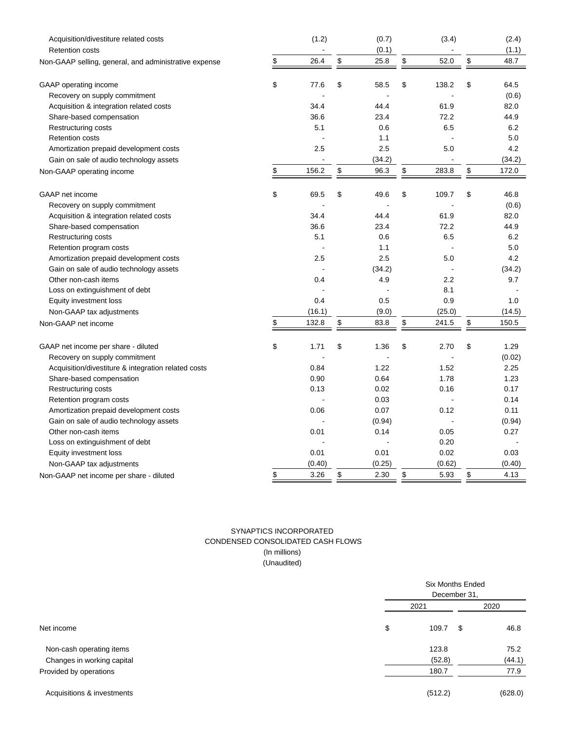| | | | | |
|---|---|---|---|---|
| Acquisition/divestiture related costs | (1.2) | (0.7) | (3.4) | (2.4) |
| Retention costs | - | (0.1) | - | (1.1) |
| Non-GAAP selling, general, and administrative expense | $ 26.4 | $ 25.8 | $ 52.0 | $ 48.7 |
| | | | | |
| GAAP operating income | $ 77.6 | $ 58.5 | $ 138.2 | $ 64.5 |
| Recovery on supply commitment | - | - | - | (0.6) |
| Acquisition & integration related costs | 34.4 | 44.4 | 61.9 | 82.0 |
| Share-based compensation | 36.6 | 23.4 | 72.2 | 44.9 |
| Restructuring costs | 5.1 | 0.6 | 6.5 | 6.2 |
| Retention costs | - | 1.1 | - | 5.0 |
| Amortization prepaid development costs | 2.5 | 2.5 | 5.0 | 4.2 |
| Gain on sale of audio technology assets | - | (34.2) | - | (34.2) |
| Non-GAAP operating income | $ 156.2 | $ 96.3 | $ 283.8 | $ 172.0 |
| | | | | |
| GAAP net income | $ 69.5 | $ 49.6 | $ 109.7 | $ 46.8 |
| Recovery on supply commitment | - | - | - | (0.6) |
| Acquisition & integration related costs | 34.4 | 44.4 | 61.9 | 82.0 |
| Share-based compensation | 36.6 | 23.4 | 72.2 | 44.9 |
| Restructuring costs | 5.1 | 0.6 | 6.5 | 6.2 |
| Retention program costs | - | 1.1 | - | 5.0 |
| Amortization prepaid development costs | 2.5 | 2.5 | 5.0 | 4.2 |
| Gain on sale of audio technology assets | - | (34.2) | - | (34.2) |
| Other non-cash items | 0.4 | 4.9 | 2.2 | 9.7 |
| Loss on extinguishment of debt | - | - | 8.1 | - |
| Equity investment loss | 0.4 | 0.5 | 0.9 | 1.0 |
| Non-GAAP tax adjustments | (16.1) | (9.0) | (25.0) | (14.5) |
| Non-GAAP net income | $ 132.8 | $ 83.8 | $ 241.5 | $ 150.5 |
| | | | | |
| GAAP net income per share - diluted | $ 1.71 | $ 1.36 | $ 2.70 | $ 1.29 |
| Recovery on supply commitment | - | - | - | (0.02) |
| Acquisition/divestiture & integration related costs | 0.84 | 1.22 | 1.52 | 2.25 |
| Share-based compensation | 0.90 | 0.64 | 1.78 | 1.23 |
| Restructuring costs | 0.13 | 0.02 | 0.16 | 0.17 |
| Retention program costs | - | 0.03 | - | 0.14 |
| Amortization prepaid development costs | 0.06 | 0.07 | 0.12 | 0.11 |
| Gain on sale of audio technology assets | - | (0.94) | - | (0.94) |
| Other non-cash items | 0.01 | 0.14 | 0.05 | 0.27 |
| Loss on extinguishment of debt | - | - | 0.20 | - |
| Equity investment loss | 0.01 | 0.01 | 0.02 | 0.03 |
| Non-GAAP tax adjustments | (0.40) | (0.25) | (0.62) | (0.40) |
| Non-GAAP net income per share - diluted | $ 3.26 | $ 2.30 | $ 5.93 | $ 4.13 |

SYNAPTICS INCORPORATED
CONDENSED CONSOLIDATED CASH FLOWS
(In millions)
(Unaudited)

| | Six Months Ended December 31, | |
|---|---|---|
| | 2021 | 2020 |
| Net income | $ 109.7 | $ 46.8 |
| Non-cash operating items | 123.8 | 75.2 |
| Changes in working capital | (52.8) | (44.1) |
| Provided by operations | 180.7 | 77.9 |
| Acquisitions & investments | (512.2) | (628.0) |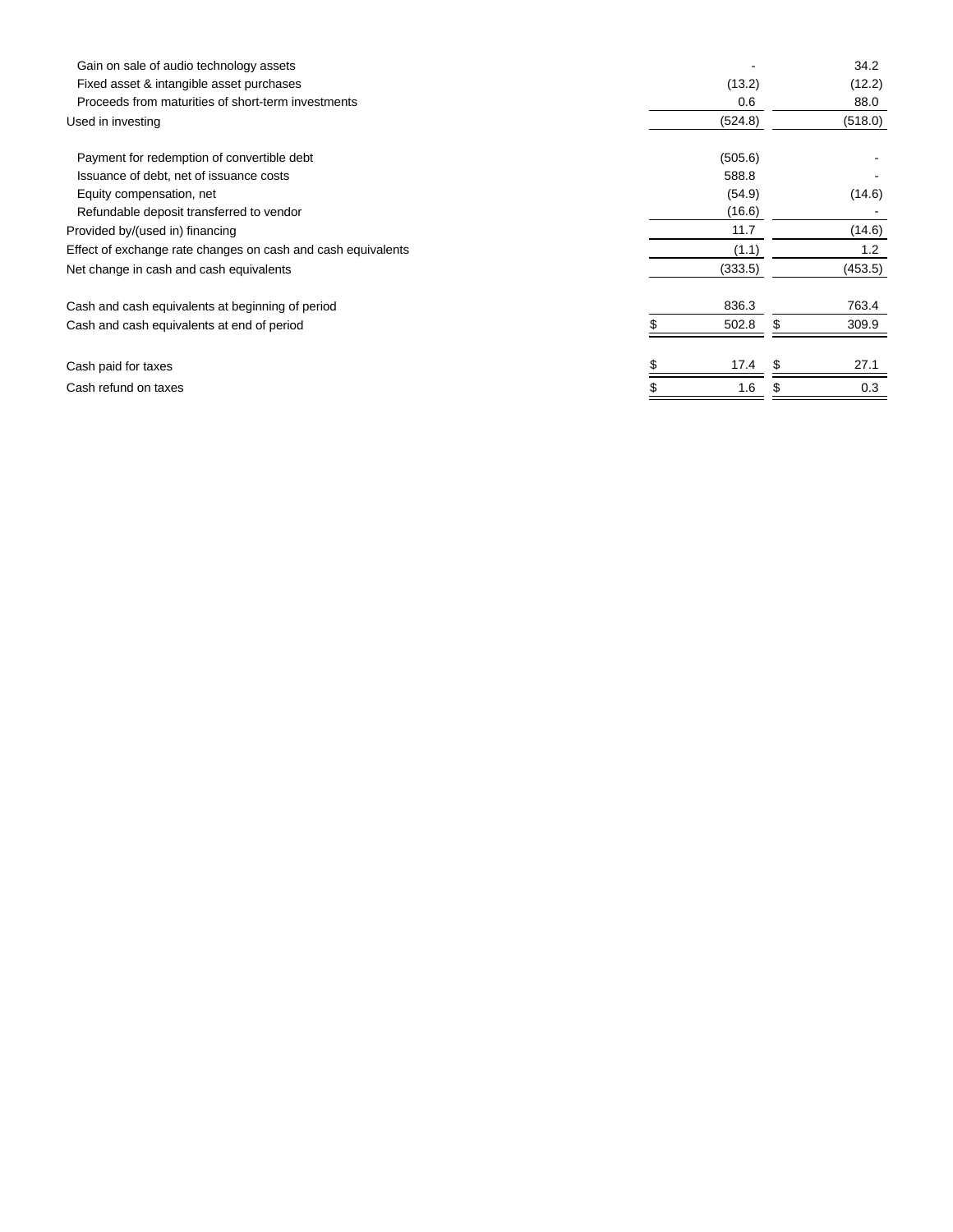| | | |
|---|---|---|
| Gain on sale of audio technology assets | - | 34.2 |
| Fixed asset & intangible asset purchases | (13.2) | (12.2) |
| Proceeds from maturities of short-term investments | 0.6 | 88.0 |
| Used in investing | (524.8) | (518.0) |
| | | |
| Payment for redemption of convertible debt | (505.6) | - |
| Issuance of debt, net of issuance costs | 588.8 | - |
| Equity compensation, net | (54.9) | (14.6) |
| Refundable deposit transferred to vendor | (16.6) | - |
| Provided by/(used in) financing | 11.7 | (14.6) |
| Effect of exchange rate changes on cash and cash equivalents | (1.1) | 1.2 |
| Net change in cash and cash equivalents | (333.5) | (453.5) |
| | | |
| Cash and cash equivalents at beginning of period | 836.3 | 763.4 |
| Cash and cash equivalents at end of period | $ 502.8 | $ 309.9 |
| | | |
| Cash paid for taxes | $ 17.4 | $ 27.1 |
| Cash refund on taxes | $ 1.6 | $ 0.3 |